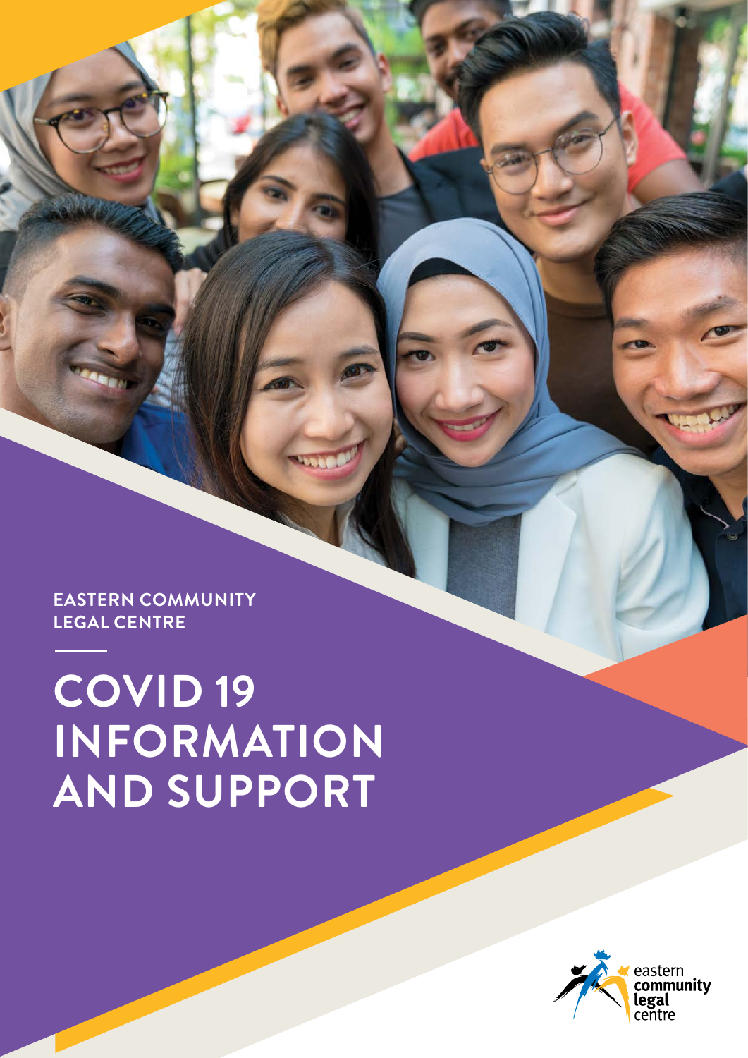EASTERN COMMUNITY LEGAL CENTRE

# COVID 19 INFORMATION AND SUPPORT

eastern community legal centre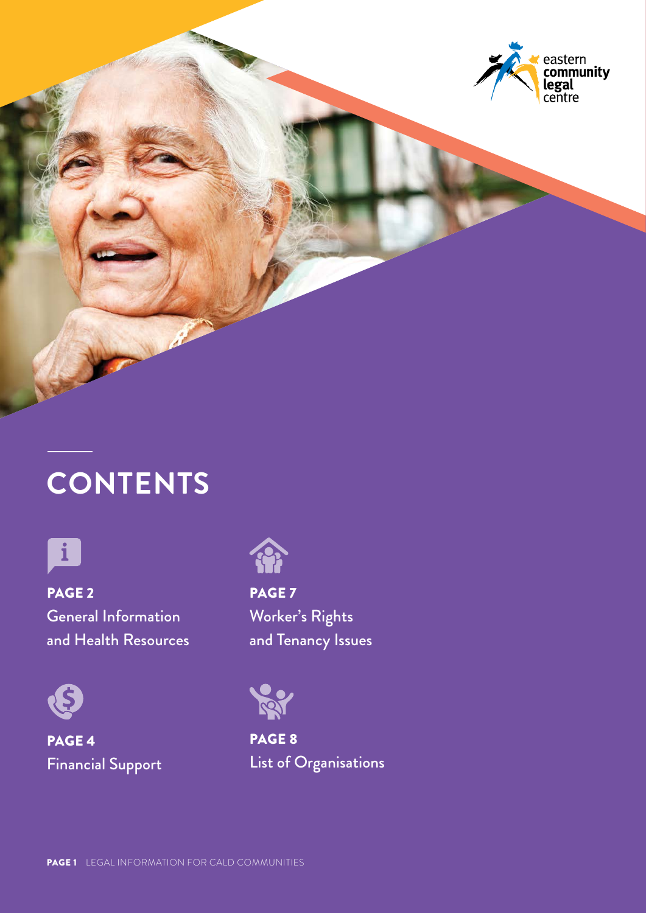eastern community legal centre

# CONTENTS

**PAGE 2**
General Information and Health Resources

**PAGE 7**
Worker's Rights and Tenancy Issues

**PAGE 4**
Financial Support

**PAGE 8**
List of Organisations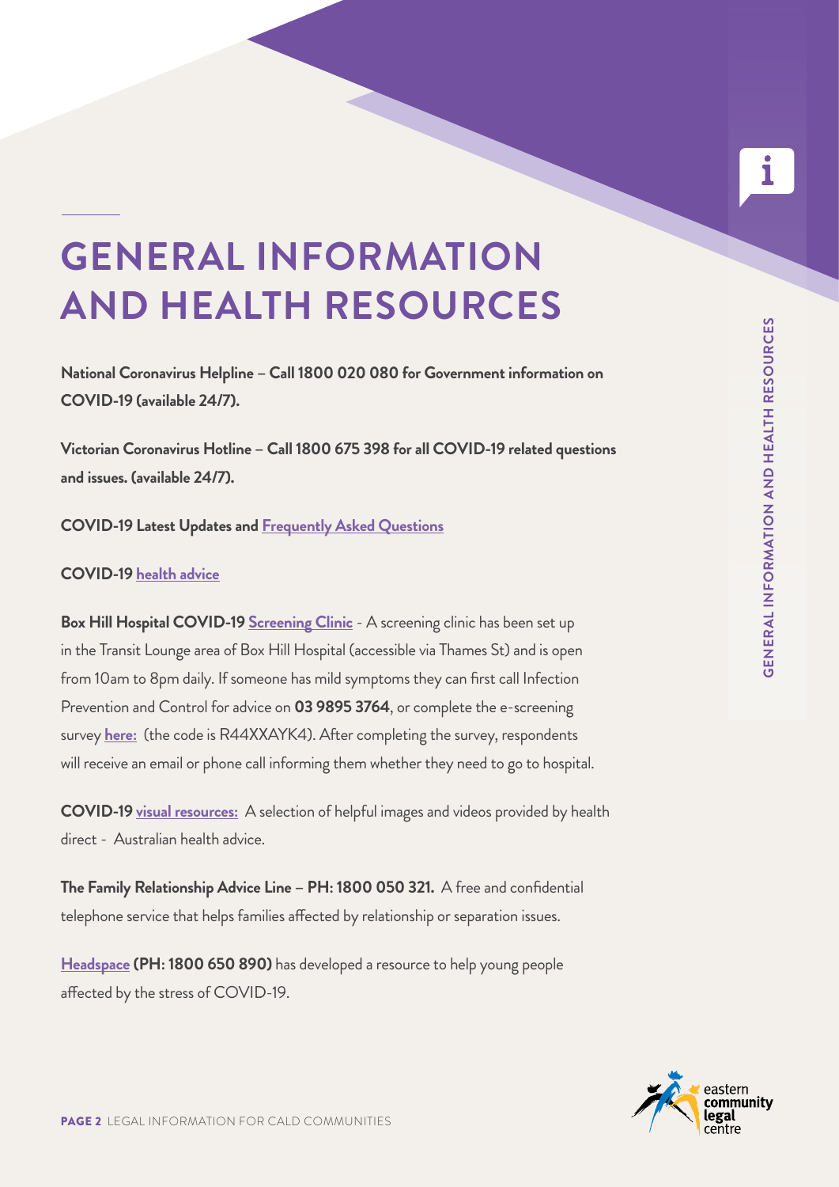# GENERAL INFORMATION AND HEALTH RESOURCES

**National Coronavirus Helpline – Call 1800 020 080 for Government information on COVID-19 (available 24/7).**

**Victorian Coronavirus Hotline – Call 1800 675 398 for all COVID-19 related questions and issues. (available 24/7).**

**COVID-19 Latest Updates and Frequently Asked Questions**

**COVID-19 health advice**

**Box Hill Hospital COVID-19 Screening Clinic** - A screening clinic has been set up in the Transit Lounge area of Box Hill Hospital (accessible via Thames St) and is open from 10am to 8pm daily. If someone has mild symptoms they can first call Infection Prevention and Control for advice on **03 9895 3764**, or complete the e-screening survey **here:** (the code is R44XXAYK4). After completing the survey, respondents will receive an email or phone call informing them whether they need to go to hospital.

**COVID-19 visual resources:** A selection of helpful images and videos provided by health direct - Australian health advice.

**The Family Relationship Advice Line – PH: 1800 050 321.** A free and confidential telephone service that helps families affected by relationship or separation issues.

**Headspace (PH: 1800 650 890)** has developed a resource to help young people affected by the stress of COVID-19.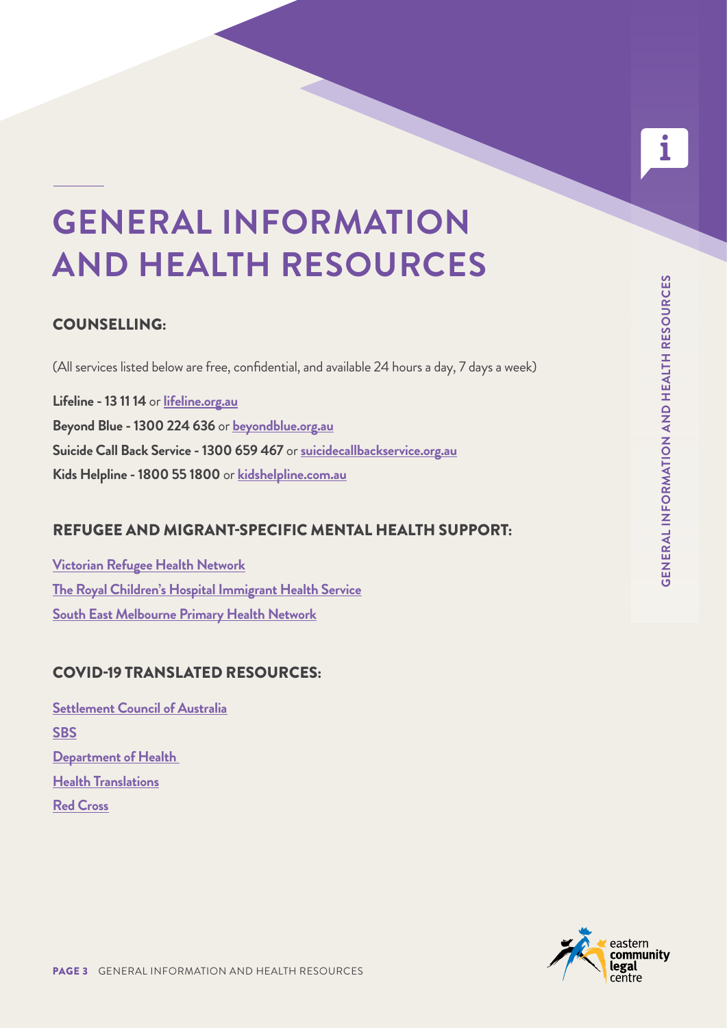# GENERAL INFORMATION AND HEALTH RESOURCES

## COUNSELLING:

(All services listed below are free, confidential, and available 24 hours a day, 7 days a week)

**Lifeline - 13 11 14** or **lifeline.org.au**
**Beyond Blue - 1300 224 636** or **beyondblue.org.au**
**Suicide Call Back Service - 1300 659 467** or **suicidecallbackservice.org.au**
**Kids Helpline - 1800 55 1800** or **kidshelpline.com.au**

## REFUGEE AND MIGRANT-SPECIFIC MENTAL HEALTH SUPPORT:

Victorian Refugee Health Network
The Royal Children's Hospital Immigrant Health Service
South East Melbourne Primary Health Network

## COVID-19 TRANSLATED RESOURCES:

Settlement Council of Australia
SBS
Department of Health
Health Translations
Red Cross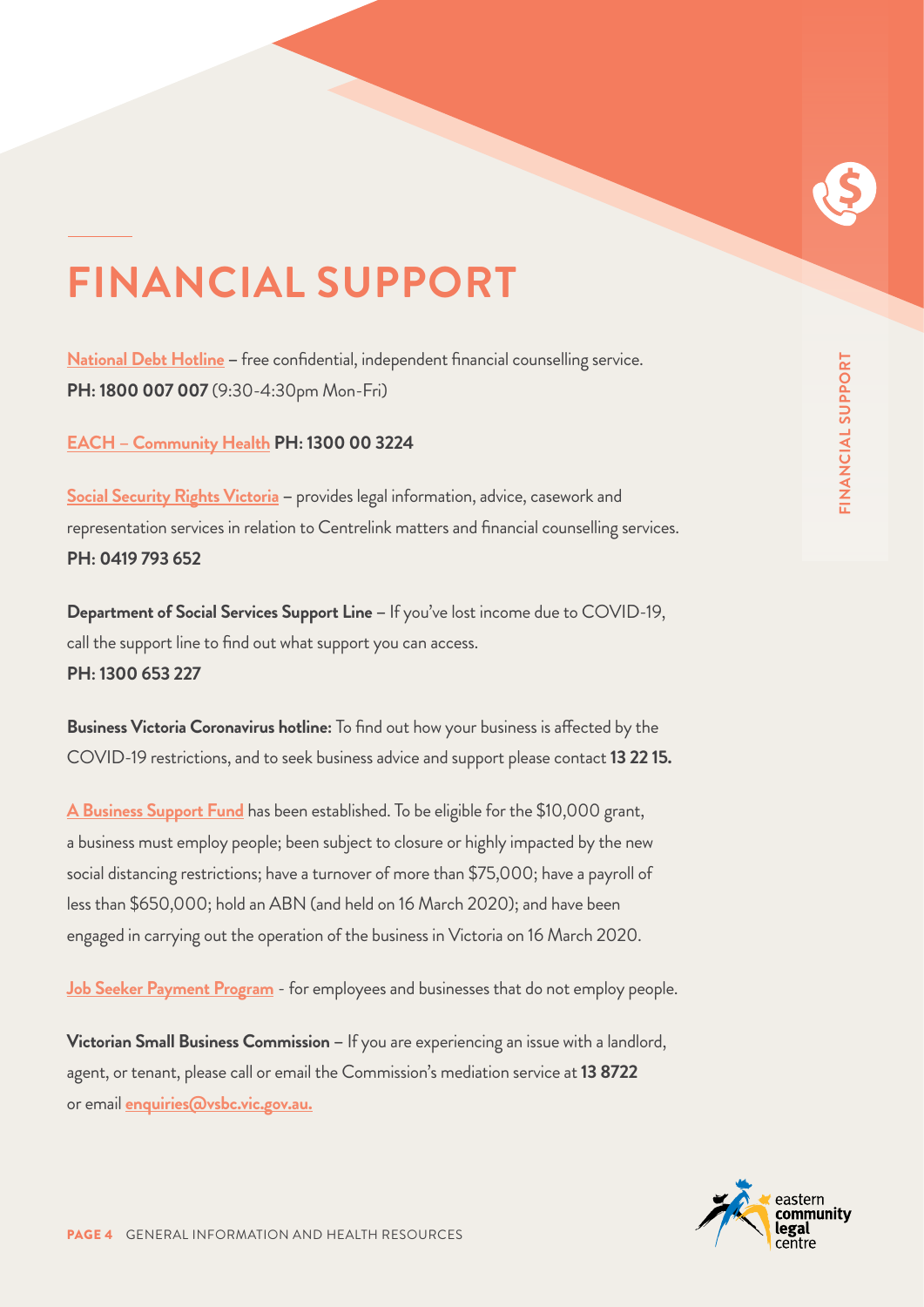# FINANCIAL SUPPORT

**National Debt Hotline** – free confidential, independent financial counselling service.
**PH: 1800 007 007** (9:30-4:30pm Mon-Fri)

**EACH – Community Health** **PH: 1300 00 3224**

**Social Security Rights Victoria** – provides legal information, advice, casework and representation services in relation to Centrelink matters and financial counselling services.
**PH: 0419 793 652**

**Department of Social Services Support Line** – If you've lost income due to COVID-19, call the support line to find out what support you can access.
**PH: 1300 653 227**

**Business Victoria Coronavirus hotline:** To find out how your business is affected by the COVID-19 restrictions, and to seek business advice and support please contact **13 22 15.**

**A Business Support Fund** has been established. To be eligible for the $10,000 grant, a business must employ people; been subject to closure or highly impacted by the new social distancing restrictions; have a turnover of more than $75,000; have a payroll of less than $650,000; hold an ABN (and held on 16 March 2020); and have been engaged in carrying out the operation of the business in Victoria on 16 March 2020.

**Job Seeker Payment Program** - for employees and businesses that do not employ people.

**Victorian Small Business Commission** – If you are experiencing an issue with a landlord, agent, or tenant, please call or email the Commission's mediation service at **13 8722** or email **enquiries@vsbc.vic.gov.au.**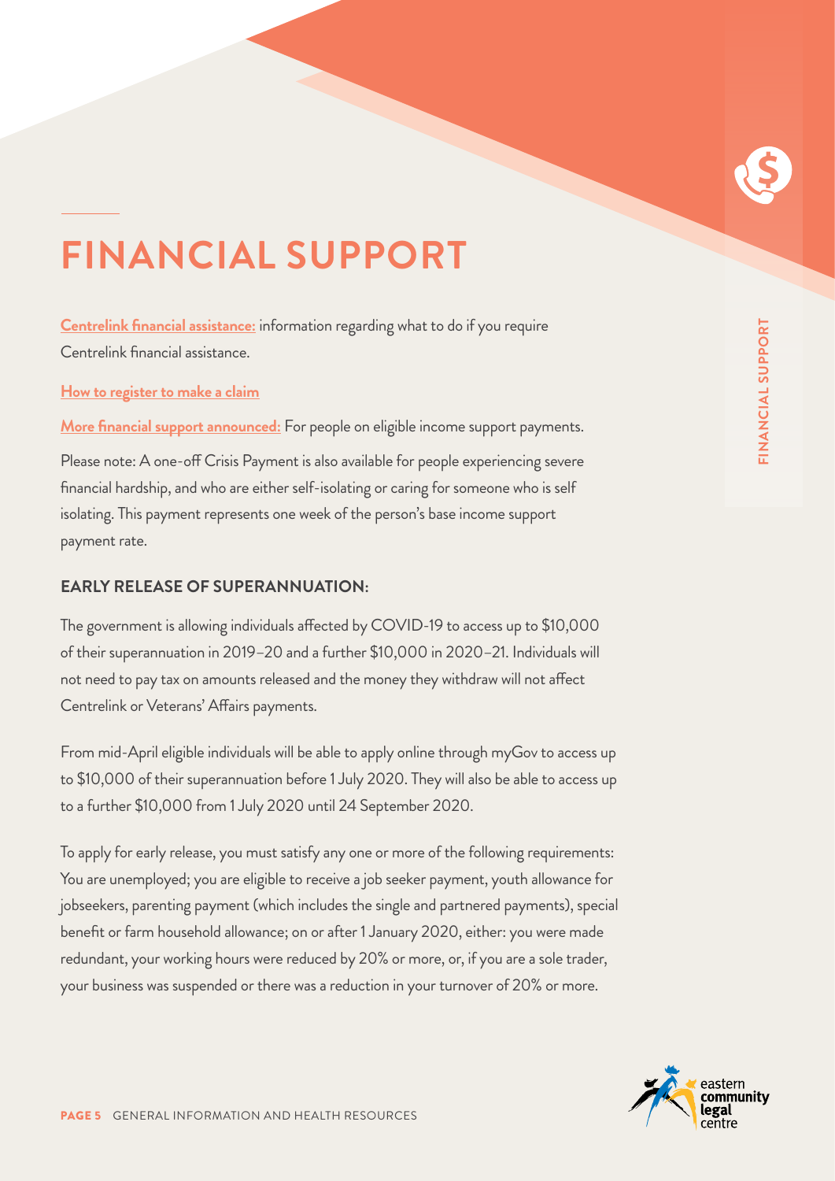# FINANCIAL SUPPORT

**Centrelink financial assistance:** information regarding what to do if you require Centrelink financial assistance.

**How to register to make a claim**

**More financial support announced:** For people on eligible income support payments.

Please note: A one-off Crisis Payment is also available for people experiencing severe financial hardship, and who are either self-isolating or caring for someone who is self isolating. This payment represents one week of the person's base income support payment rate.

## EARLY RELEASE OF SUPERANNUATION:

The government is allowing individuals affected by COVID-19 to access up to $10,000 of their superannuation in 2019–20 and a further $10,000 in 2020–21. Individuals will not need to pay tax on amounts released and the money they withdraw will not affect Centrelink or Veterans' Affairs payments.

From mid-April eligible individuals will be able to apply online through myGov to access up to $10,000 of their superannuation before 1 July 2020. They will also be able to access up to a further $10,000 from 1 July 2020 until 24 September 2020.

To apply for early release, you must satisfy any one or more of the following requirements: You are unemployed; you are eligible to receive a job seeker payment, youth allowance for jobseekers, parenting payment (which includes the single and partnered payments), special benefit or farm household allowance; on or after 1 January 2020, either: you were made redundant, your working hours were reduced by 20% or more, or, if you are a sole trader, your business was suspended or there was a reduction in your turnover of 20% or more.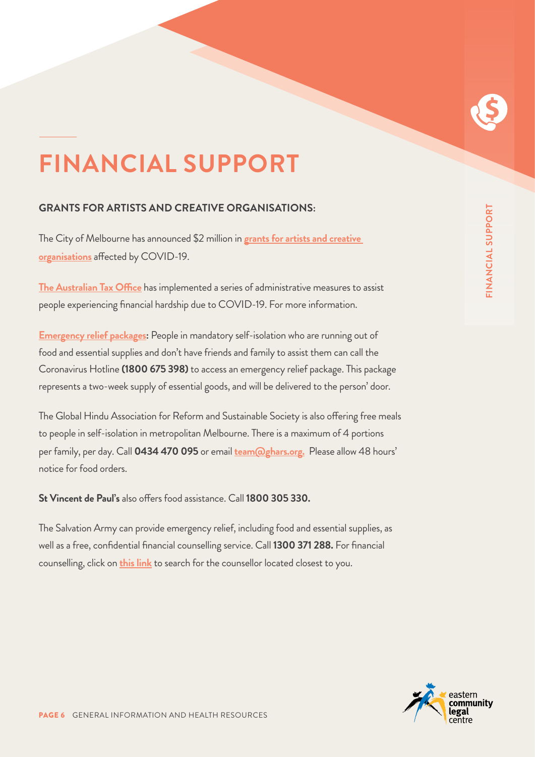# FINANCIAL SUPPORT

**GRANTS FOR ARTISTS AND CREATIVE ORGANISATIONS:**

The City of Melbourne has announced $2 million in **grants for artists and creative organisations** affected by COVID-19.

**The Australian Tax Office** has implemented a series of administrative measures to assist people experiencing financial hardship due to COVID-19. For more information.

**Emergency relief packages:** People in mandatory self-isolation who are running out of food and essential supplies and don't have friends and family to assist them can call the Coronavirus Hotline **(1800 675 398)** to access an emergency relief package. This package represents a two-week supply of essential goods, and will be delivered to the person' door.

The Global Hindu Association for Reform and Sustainable Society is also offering free meals to people in self-isolation in metropolitan Melbourne. There is a maximum of 4 portions per family, per day. Call **0434 470 095** or email **team@ghars.org.** Please allow 48 hours' notice for food orders.

**St Vincent de Paul's** also offers food assistance. Call **1800 305 330.**

The Salvation Army can provide emergency relief, including food and essential supplies, as well as a free, confidential financial counselling service. Call **1300 371 288.** For financial counselling, click on **this link** to search for the counsellor located closest to you.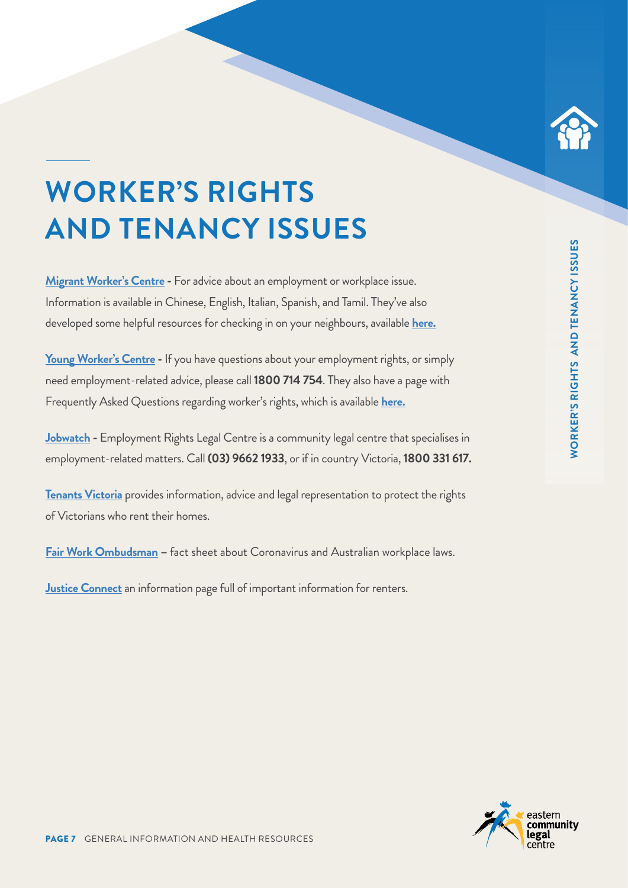# WORKER'S RIGHTS AND TENANCY ISSUES

**Migrant Worker's Centre** - For advice about an employment or workplace issue. Information is available in Chinese, English, Italian, Spanish, and Tamil. They've also developed some helpful resources for checking in on your neighbours, available **here.**

**Young Worker's Centre** - If you have questions about your employment rights, or simply need employment-related advice, please call **1800 714 754**. They also have a page with Frequently Asked Questions regarding worker's rights, which is available **here.**

**Jobwatch** - Employment Rights Legal Centre is a community legal centre that specialises in employment-related matters. Call **(03) 9662 1933**, or if in country Victoria, **1800 331 617.**

**Tenants Victoria** provides information, advice and legal representation to protect the rights of Victorians who rent their homes.

**Fair Work Ombudsman** – fact sheet about Coronavirus and Australian workplace laws.

**Justice Connect** an information page full of important information for renters.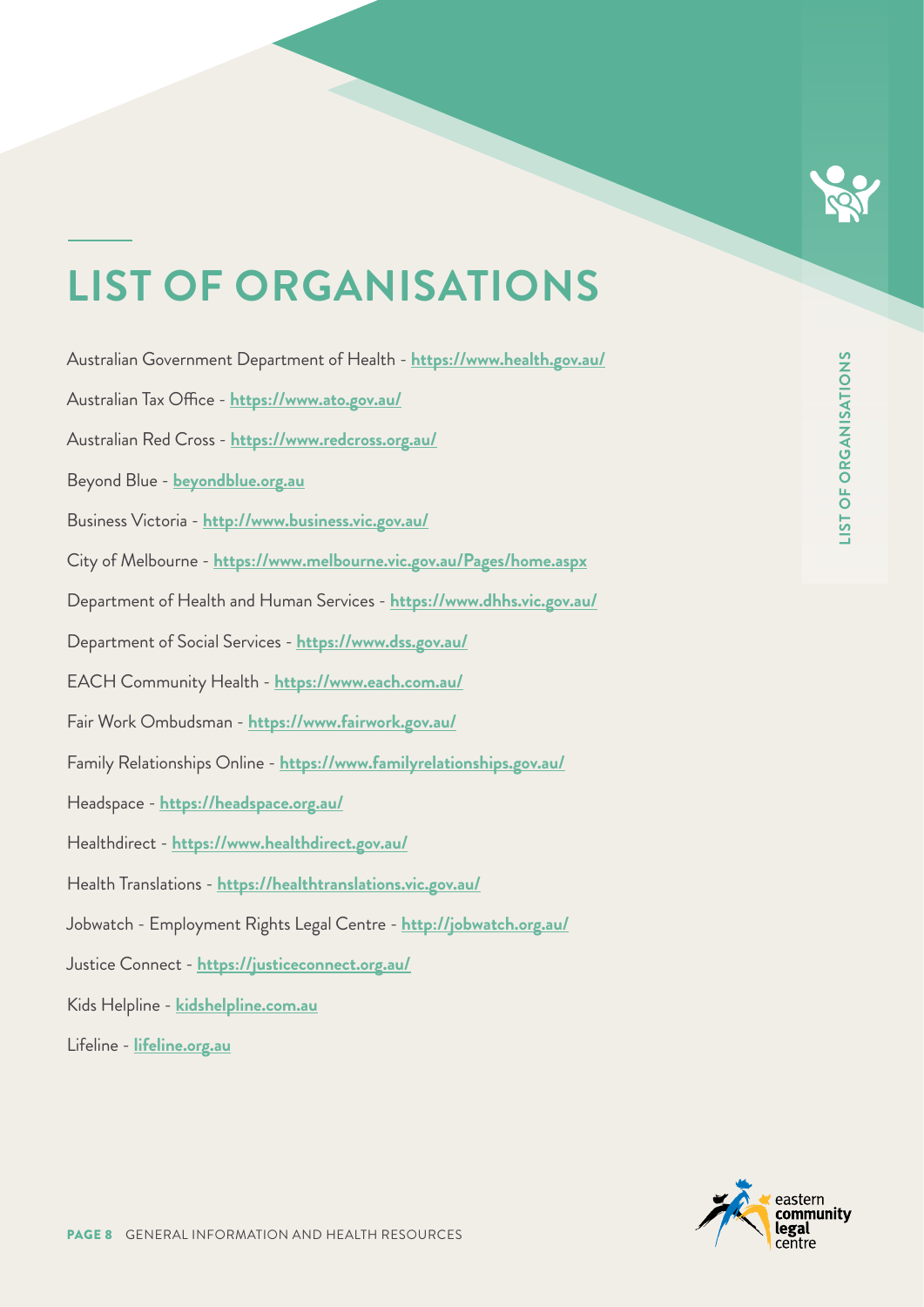# LIST OF ORGANISATIONS

Australian Government Department of Health - **https://www.health.gov.au/**

Australian Tax Office - **https://www.ato.gov.au/**

Australian Red Cross - **https://www.redcross.org.au/**

Beyond Blue - **beyondblue.org.au**

Business Victoria - **http://www.business.vic.gov.au/**

City of Melbourne - **https://www.melbourne.vic.gov.au/Pages/home.aspx**

Department of Health and Human Services - **https://www.dhhs.vic.gov.au/**

Department of Social Services - **https://www.dss.gov.au/**

EACH Community Health - **https://www.each.com.au/**

Fair Work Ombudsman - **https://www.fairwork.gov.au/**

Family Relationships Online - **https://www.familyrelationships.gov.au/**

Headspace - **https://headspace.org.au/**

Healthdirect - **https://www.healthdirect.gov.au/**

Health Translations - **https://healthtranslations.vic.gov.au/**

Jobwatch - Employment Rights Legal Centre - **http://jobwatch.org.au/**

Justice Connect - **https://justiceconnect.org.au/**

Kids Helpline - **kidshelpline.com.au**

Lifeline - **lifeline.org.au**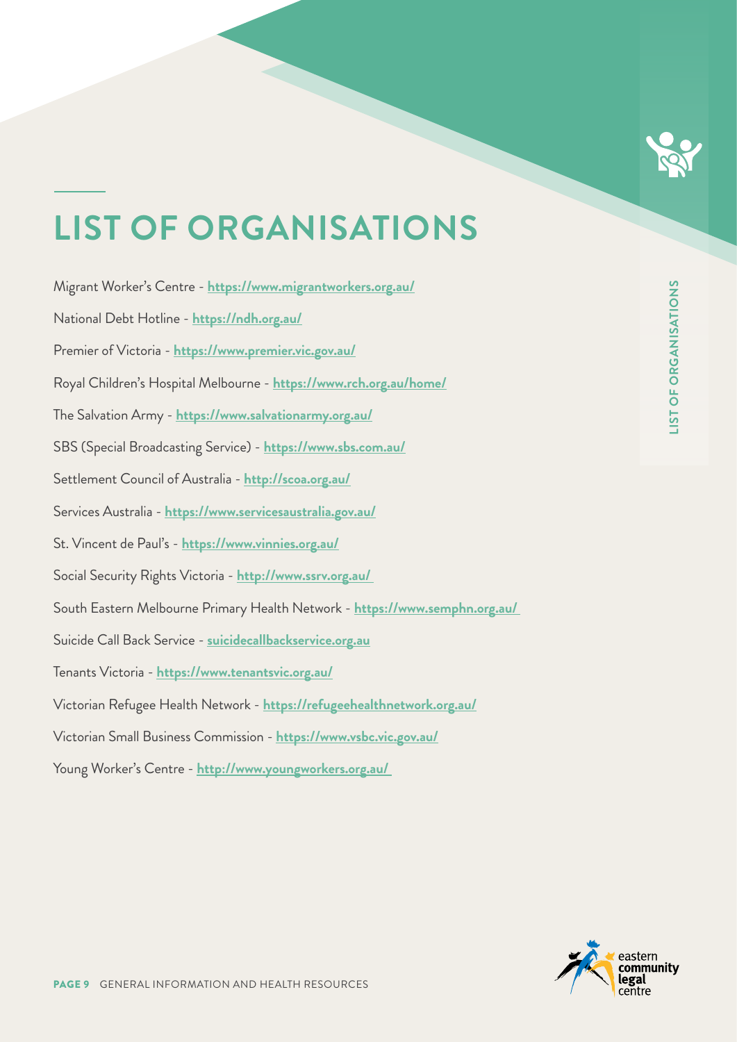# LIST OF ORGANISATIONS

Migrant Worker's Centre - **https://www.migrantworkers.org.au/**

National Debt Hotline - **https://ndh.org.au/**

Premier of Victoria - **https://www.premier.vic.gov.au/**

Royal Children's Hospital Melbourne - **https://www.rch.org.au/home/**

The Salvation Army - **https://www.salvationarmy.org.au/**

SBS (Special Broadcasting Service) - **https://www.sbs.com.au/**

Settlement Council of Australia - **http://scoa.org.au/**

Services Australia - **https://www.servicesaustralia.gov.au/**

St. Vincent de Paul's - **https://www.vinnies.org.au/**

Social Security Rights Victoria - **http://www.ssrv.org.au/**

South Eastern Melbourne Primary Health Network - **https://www.semphn.org.au/**

Suicide Call Back Service - **suicidecallbackservice.org.au**

Tenants Victoria - **https://www.tenantsvic.org.au/**

Victorian Refugee Health Network - **https://refugeehealthnetwork.org.au/**

Victorian Small Business Commission - **https://www.vsbc.vic.gov.au/**

Young Worker's Centre - **http://www.youngworkers.org.au/**